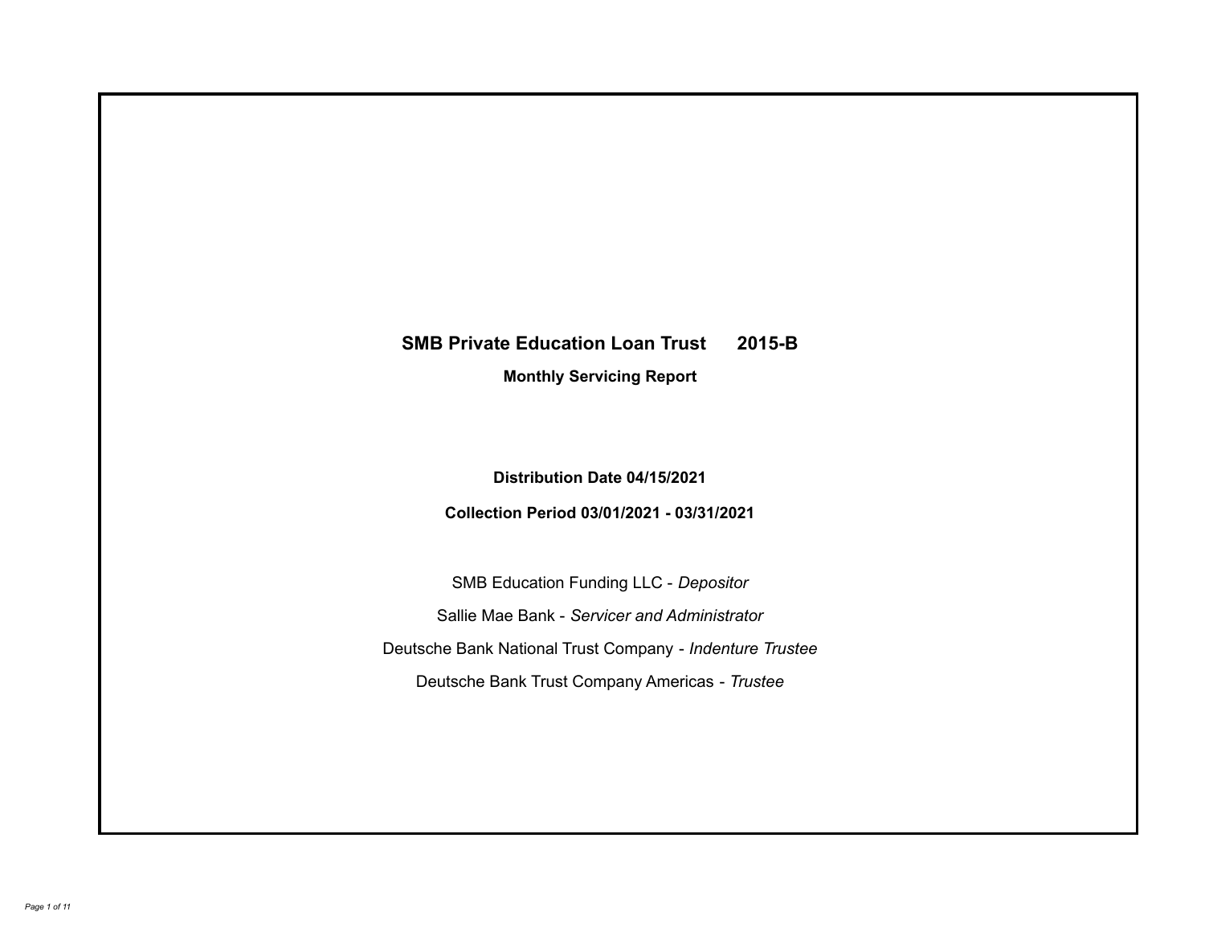# SMB Private Education Loan Trust 2015-B

## Monthly Servicing Report

**Distribution Date 04/15/2021**

**Collection Period 03/01/2021 - 03/31/2021**

SMB Education Funding LLC - *Depositor*

Sallie Mae Bank - *Servicer and Administrator*

Deutsche Bank National Trust Company - *Indenture Trustee*

Deutsche Bank Trust Company Americas - *Trustee*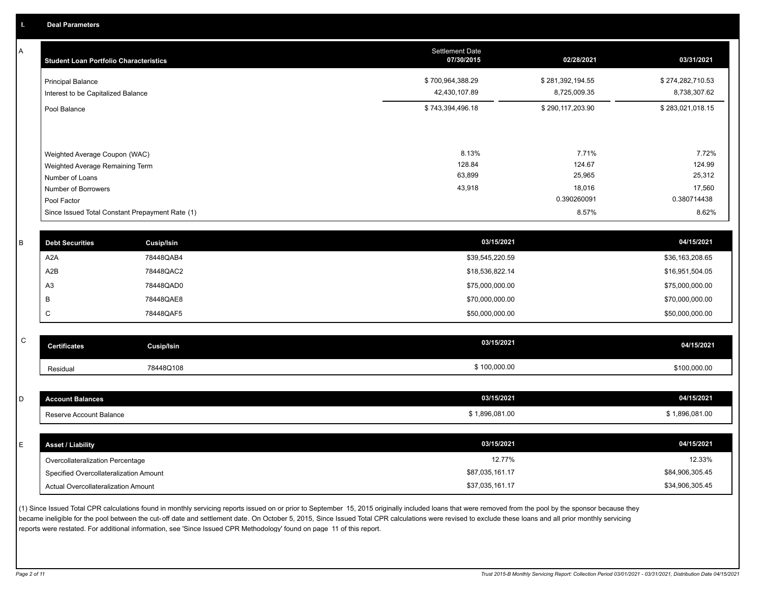## I. Deal Parameters

### A

| Student Loan Portfolio Characteristics | Settlement Date 07/30/2015 | 02/28/2021 | 03/31/2021 |
|---|---|---|---|
| Principal Balance | $ 700,964,388.29 | $ 281,392,194.55 | $ 274,282,710.53 |
| Interest to be Capitalized Balance | 42,430,107.89 | 8,725,009.35 | 8,738,307.62 |
| Pool Balance | $ 743,394,496.18 | $ 290,117,203.90 | $ 283,021,018.15 |
| Weighted Average Coupon (WAC) | 8.13% | 7.71% | 7.72% |
| Weighted Average Remaining Term | 128.84 | 124.67 | 124.99 |
| Number of Loans | 63,899 | 25,965 | 25,312 |
| Number of Borrowers | 43,918 | 18,016 | 17,560 |
| Pool Factor | | 0.390260091 | 0.380714438 |
| Since Issued Total Constant Prepayment Rate (1) | | 8.57% | 8.62% |

### B

| Debt Securities | Cusip/Isin | 03/15/2021 | 04/15/2021 |
|---|---|---|---|
| A2A | 78448QAB4 | $39,545,220.59 | $36,163,208.65 |
| A2B | 78448QAC2 | $18,536,822.14 | $16,951,504.05 |
| A3 | 78448QAD0 | $75,000,000.00 | $75,000,000.00 |
| B | 78448QAE8 | $70,000,000.00 | $70,000,000.00 |
| C | 78448QAF5 | $50,000,000.00 | $50,000,000.00 |

### C

| Certificates | Cusip/Isin | 03/15/2021 | 04/15/2021 |
|---|---|---|---|
| Residual | 78448Q108 | $ 100,000.00 | $100,000.00 |

### D

| Account Balances | 03/15/2021 | 04/15/2021 |
|---|---|---|
| Reserve Account Balance | $ 1,896,081.00 | $ 1,896,081.00 |

### E

| Asset / Liability | 03/15/2021 | 04/15/2021 |
|---|---|---|
| Overcollateralization Percentage | 12.77% | 12.33% |
| Specified Overcollateralization Amount | $87,035,161.17 | $84,906,305.45 |
| Actual Overcollateralization Amount | $37,035,161.17 | $34,906,305.45 |

(1) Since Issued Total CPR calculations found in monthly servicing reports issued on or prior to September 15, 2015 originally included loans that were removed from the pool by the sponsor because they became ineligible for the pool between the cut-off date and settlement date. On October 5, 2015, Since Issued Total CPR calculations were revised to exclude these loans and all prior monthly servicing reports were restated. For additional information, see 'Since Issued CPR Methodology' found on page 11 of this report.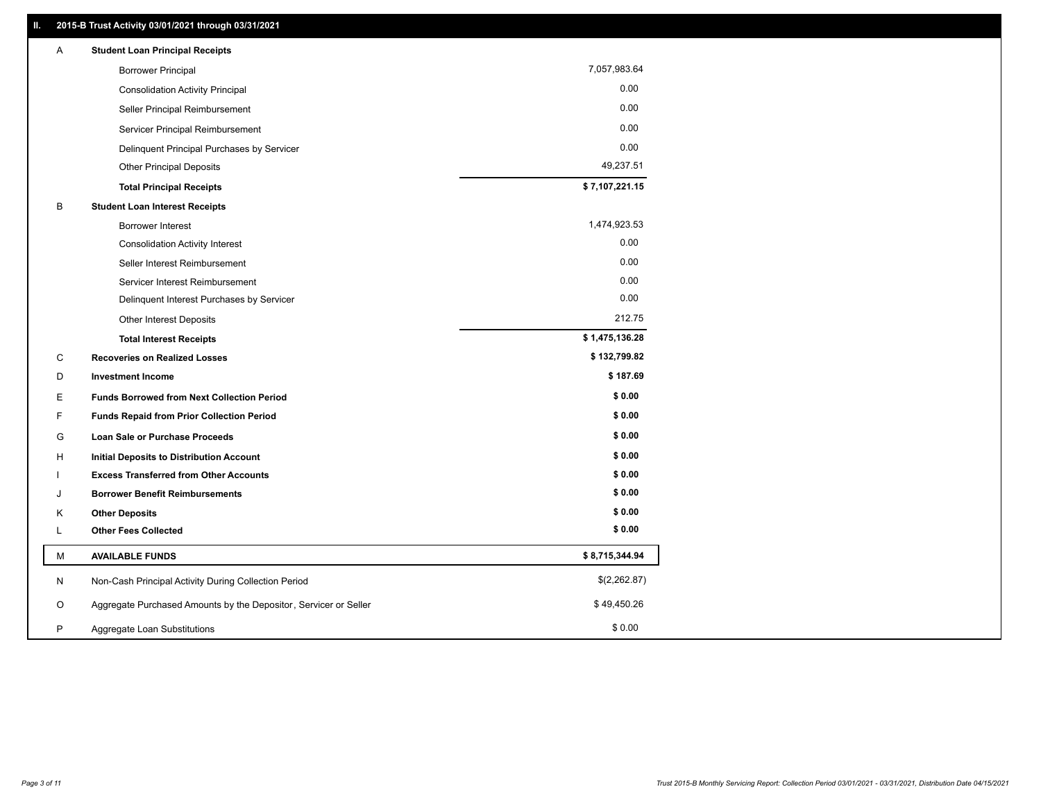## II. 2015-B Trust Activity 03/01/2021 through 03/31/2021

| | | |
|---|---|---|
| A | **Student Loan Principal Receipts** | |
| | Borrower Principal | 7,057,983.64 |
| | Consolidation Activity Principal | 0.00 |
| | Seller Principal Reimbursement | 0.00 |
| | Servicer Principal Reimbursement | 0.00 |
| | Delinquent Principal Purchases by Servicer | 0.00 |
| | Other Principal Deposits | 49,237.51 |
| | **Total Principal Receipts** | **$ 7,107,221.15** |
| B | **Student Loan Interest Receipts** | |
| | Borrower Interest | 1,474,923.53 |
| | Consolidation Activity Interest | 0.00 |
| | Seller Interest Reimbursement | 0.00 |
| | Servicer Interest Reimbursement | 0.00 |
| | Delinquent Interest Purchases by Servicer | 0.00 |
| | Other Interest Deposits | 212.75 |
| | **Total Interest Receipts** | **$ 1,475,136.28** |
| C | **Recoveries on Realized Losses** | **$ 132,799.82** |
| D | **Investment Income** | **$ 187.69** |
| E | **Funds Borrowed from Next Collection Period** | **$ 0.00** |
| F | **Funds Repaid from Prior Collection Period** | **$ 0.00** |
| G | **Loan Sale or Purchase Proceeds** | **$ 0.00** |
| H | **Initial Deposits to Distribution Account** | **$ 0.00** |
| I | **Excess Transferred from Other Accounts** | **$ 0.00** |
| J | **Borrower Benefit Reimbursements** | **$ 0.00** |
| K | **Other Deposits** | **$ 0.00** |
| L | **Other Fees Collected** | **$ 0.00** |
| M | **AVAILABLE FUNDS** | **$ 8,715,344.94** |
| N | Non-Cash Principal Activity During Collection Period | $(2,262.87) |
| O | Aggregate Purchased Amounts by the Depositor, Servicer or Seller | $ 49,450.26 |
| P | Aggregate Loan Substitutions | $ 0.00 |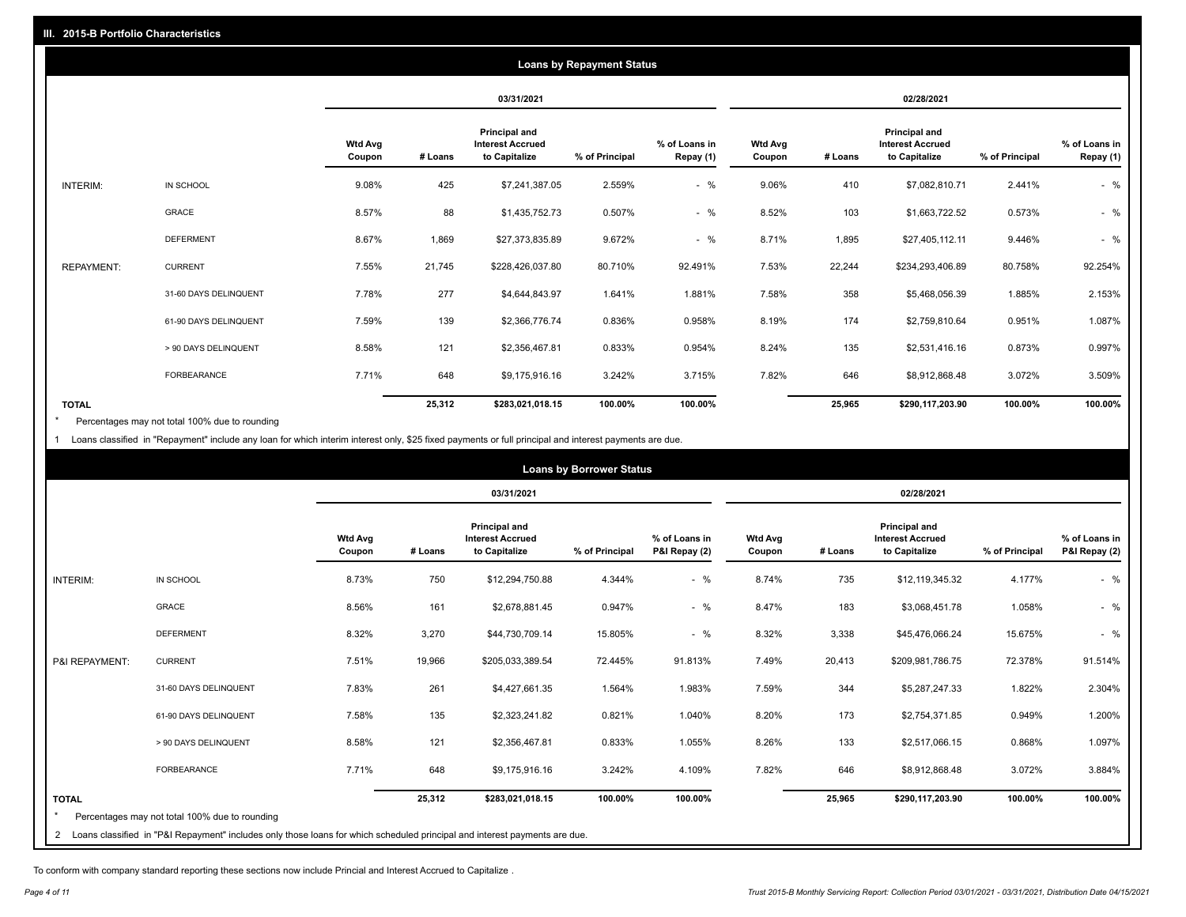## III. 2015-B Portfolio Characteristics

### Loans by Repayment Status

| | | 03/31/2021 | | | | | 02/28/2021 | | | | |
|---|---|---|---|---|---|---|---|---|---|---|---|
| | | Wtd Avg Coupon | # Loans | Principal and Interest Accrued to Capitalize | % of Principal | % of Loans in Repay (1) | Wtd Avg Coupon | # Loans | Principal and Interest Accrued to Capitalize | % of Principal | % of Loans in Repay (1) |
| INTERIM: | IN SCHOOL | 9.08% | 425 | $7,241,387.05 | 2.559% | - % | 9.06% | 410 | $7,082,810.71 | 2.441% | - % |
| | GRACE | 8.57% | 88 | $1,435,752.73 | 0.507% | - % | 8.52% | 103 | $1,663,722.52 | 0.573% | - % |
| | DEFERMENT | 8.67% | 1,869 | $27,373,835.89 | 9.672% | - % | 8.71% | 1,895 | $27,405,112.11 | 9.446% | - % |
| REPAYMENT: | CURRENT | 7.55% | 21,745 | $228,426,037.80 | 80.710% | 92.491% | 7.53% | 22,244 | $234,293,406.89 | 80.758% | 92.254% |
| | 31-60 DAYS DELINQUENT | 7.78% | 277 | $4,644,843.97 | 1.641% | 1.881% | 7.58% | 358 | $5,468,056.39 | 1.885% | 2.153% |
| | 61-90 DAYS DELINQUENT | 7.59% | 139 | $2,366,776.74 | 0.836% | 0.958% | 8.19% | 174 | $2,759,810.64 | 0.951% | 1.087% |
| | > 90 DAYS DELINQUENT | 8.58% | 121 | $2,356,467.81 | 0.833% | 0.954% | 8.24% | 135 | $2,531,416.16 | 0.873% | 0.997% |
| | FORBEARANCE | 7.71% | 648 | $9,175,916.16 | 3.242% | 3.715% | 7.82% | 646 | $8,912,868.48 | 3.072% | 3.509% |
| TOTAL | | | 25,312 | $283,021,018.15 | 100.00% | 100.00% | | 25,965 | $290,117,203.90 | 100.00% | 100.00% |

* Percentages may not total 100% due to rounding

1 Loans classified in "Repayment" include any loan for which interim interest only, $25 fixed payments or full principal and interest payments are due.

### Loans by Borrower Status

| | | 03/31/2021 | | | | | 02/28/2021 | | | | |
|---|---|---|---|---|---|---|---|---|---|---|---|
| | | Wtd Avg Coupon | # Loans | Principal and Interest Accrued to Capitalize | % of Principal | % of Loans in P&I Repay (2) | Wtd Avg Coupon | # Loans | Principal and Interest Accrued to Capitalize | % of Principal | % of Loans in P&I Repay (2) |
| INTERIM: | IN SCHOOL | 8.73% | 750 | $12,294,750.88 | 4.344% | - % | 8.74% | 735 | $12,119,345.32 | 4.177% | - % |
| | GRACE | 8.56% | 161 | $2,678,881.45 | 0.947% | - % | 8.47% | 183 | $3,068,451.78 | 1.058% | - % |
| | DEFERMENT | 8.32% | 3,270 | $44,730,709.14 | 15.805% | - % | 8.32% | 3,338 | $45,476,066.24 | 15.675% | - % |
| P&I REPAYMENT: | CURRENT | 7.51% | 19,966 | $205,033,389.54 | 72.445% | 91.813% | 7.49% | 20,413 | $209,981,786.75 | 72.378% | 91.514% |
| | 31-60 DAYS DELINQUENT | 7.83% | 261 | $4,427,661.35 | 1.564% | 1.983% | 7.59% | 344 | $5,287,247.33 | 1.822% | 2.304% |
| | 61-90 DAYS DELINQUENT | 7.58% | 135 | $2,323,241.82 | 0.821% | 1.040% | 8.20% | 173 | $2,754,371.85 | 0.949% | 1.200% |
| | > 90 DAYS DELINQUENT | 8.58% | 121 | $2,356,467.81 | 0.833% | 1.055% | 8.26% | 133 | $2,517,066.15 | 0.868% | 1.097% |
| | FORBEARANCE | 7.71% | 648 | $9,175,916.16 | 3.242% | 4.109% | 7.82% | 646 | $8,912,868.48 | 3.072% | 3.884% |
| TOTAL | | | 25,312 | $283,021,018.15 | 100.00% | 100.00% | | 25,965 | $290,117,203.90 | 100.00% | 100.00% |

* Percentages may not total 100% due to rounding

2 Loans classified in "P&I Repayment" includes only those loans for which scheduled principal and interest payments are due.

To conform with company standard reporting these sections now include Princial and Interest Accrued to Capitalize .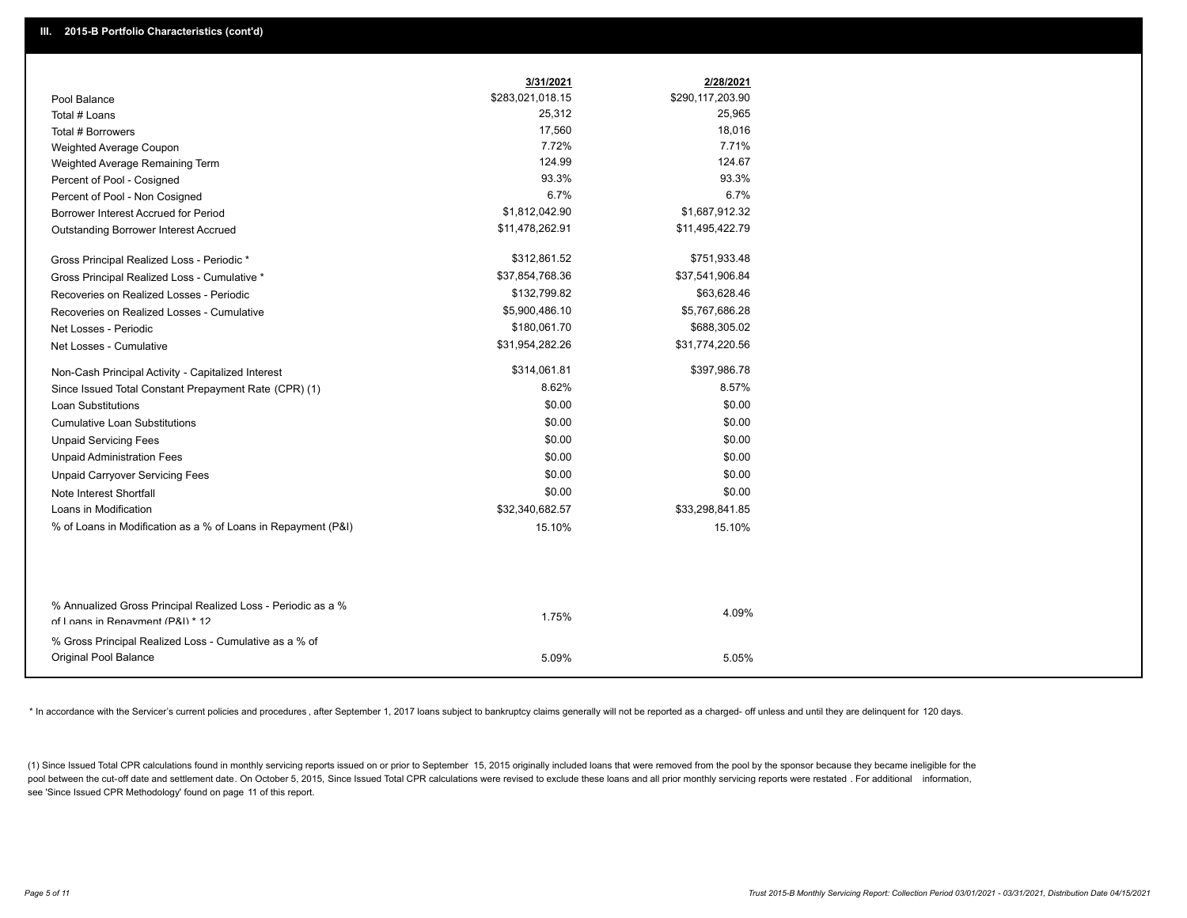## III. 2015-B Portfolio Characteristics (cont'd)

| | 3/31/2021 | 2/28/2021 |
|---|---|---|
| Pool Balance | $283,021,018.15 | $290,117,203.90 |
| Total # Loans | 25,312 | 25,965 |
| Total # Borrowers | 17,560 | 18,016 |
| Weighted Average Coupon | 7.72% | 7.71% |
| Weighted Average Remaining Term | 124.99 | 124.67 |
| Percent of Pool - Cosigned | 93.3% | 93.3% |
| Percent of Pool - Non Cosigned | 6.7% | 6.7% |
| Borrower Interest Accrued for Period | $1,812,042.90 | $1,687,912.32 |
| Outstanding Borrower Interest Accrued | $11,478,262.91 | $11,495,422.79 |
| Gross Principal Realized Loss - Periodic * | $312,861.52 | $751,933.48 |
| Gross Principal Realized Loss - Cumulative * | $37,854,768.36 | $37,541,906.84 |
| Recoveries on Realized Losses - Periodic | $132,799.82 | $63,628.46 |
| Recoveries on Realized Losses - Cumulative | $5,900,486.10 | $5,767,686.28 |
| Net Losses - Periodic | $180,061.70 | $688,305.02 |
| Net Losses - Cumulative | $31,954,282.26 | $31,774,220.56 |
| Non-Cash Principal Activity - Capitalized Interest | $314,061.81 | $397,986.78 |
| Since Issued Total Constant Prepayment Rate (CPR) (1) | 8.62% | 8.57% |
| Loan Substitutions | $0.00 | $0.00 |
| Cumulative Loan Substitutions | $0.00 | $0.00 |
| Unpaid Servicing Fees | $0.00 | $0.00 |
| Unpaid Administration Fees | $0.00 | $0.00 |
| Unpaid Carryover Servicing Fees | $0.00 | $0.00 |
| Note Interest Shortfall | $0.00 | $0.00 |
| Loans in Modification | $32,340,682.57 | $33,298,841.85 |
| % of Loans in Modification as a % of Loans in Repayment (P&I) | 15.10% | 15.10% |
| % Annualized Gross Principal Realized Loss - Periodic as a % of Loans in Repayment (P&I) * 12 | 1.75% | 4.09% |
| % Gross Principal Realized Loss - Cumulative as a % of Original Pool Balance | 5.09% | 5.05% |

* In accordance with the Servicer's current policies and procedures , after September 1, 2017 loans subject to bankruptcy claims generally will not be reported as a charged- off unless and until they are delinquent for 120 days.

(1) Since Issued Total CPR calculations found in monthly servicing reports issued on or prior to September 15, 2015 originally included loans that were removed from the pool by the sponsor because they became ineligible for the pool between the cut-off date and settlement date. On October 5, 2015, Since Issued Total CPR calculations were revised to exclude these loans and all prior monthly servicing reports were restated . For additional information, see 'Since Issued CPR Methodology' found on page 11 of this report.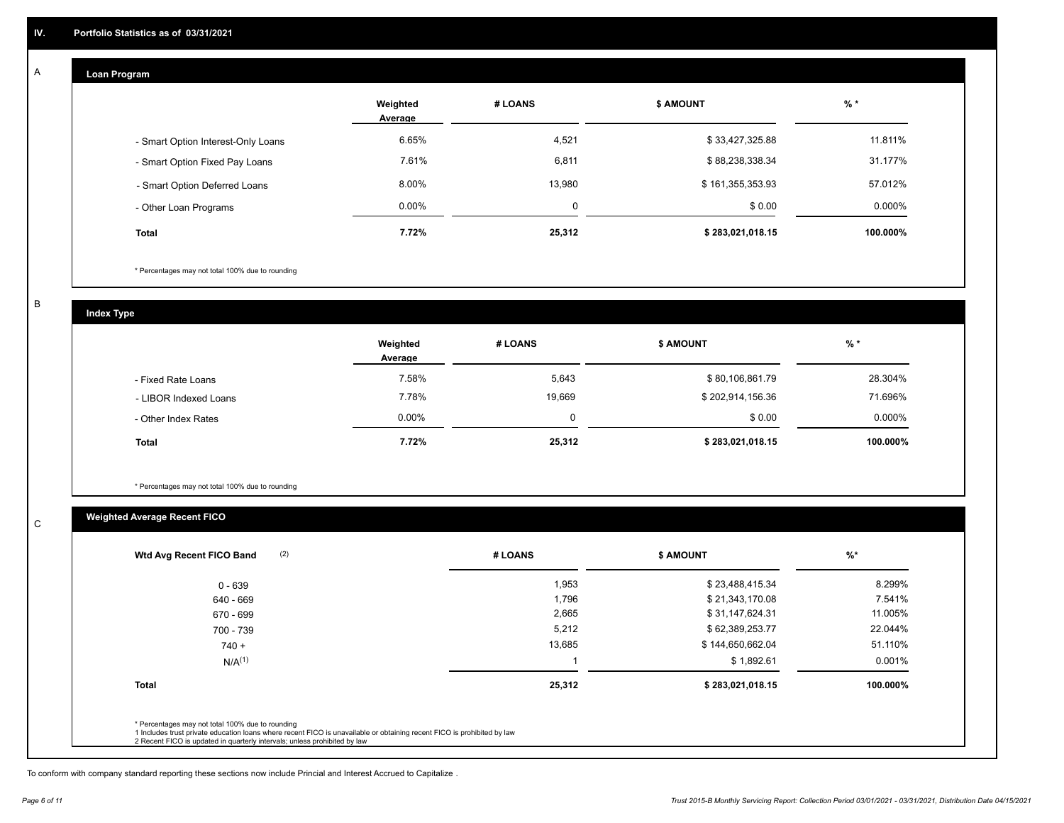## IV. Portfolio Statistics as of 03/31/2021

### A. Loan Program

| | Weighted Average | # LOANS | $ AMOUNT | % * |
|---|---|---|---|---|
| - Smart Option Interest-Only Loans | 6.65% | 4,521 | $ 33,427,325.88 | 11.811% |
| - Smart Option Fixed Pay Loans | 7.61% | 6,811 | $ 88,238,338.34 | 31.177% |
| - Smart Option Deferred Loans | 8.00% | 13,980 | $ 161,355,353.93 | 57.012% |
| - Other Loan Programs | 0.00% | 0 | $ 0.00 | 0.000% |
| **Total** | **7.72%** | **25,312** | **$ 283,021,018.15** | **100.000%** |

\* Percentages may not total 100% due to rounding

### B. Index Type

| | Weighted Average | # LOANS | $ AMOUNT | % * |
|---|---|---|---|---|
| - Fixed Rate Loans | 7.58% | 5,643 | $ 80,106,861.79 | 28.304% |
| - LIBOR Indexed Loans | 7.78% | 19,669 | $ 202,914,156.36 | 71.696% |
| - Other Index Rates | 0.00% | 0 | $ 0.00 | 0.000% |
| **Total** | **7.72%** | **25,312** | **$ 283,021,018.15** | **100.000%** |

\* Percentages may not total 100% due to rounding

### C. Weighted Average Recent FICO

| Wtd Avg Recent FICO Band (2) | # LOANS | $ AMOUNT | %* |
|---|---|---|---|
| 0 - 639 | 1,953 | $ 23,488,415.34 | 8.299% |
| 640 - 669 | 1,796 | $ 21,343,170.08 | 7.541% |
| 670 - 699 | 2,665 | $ 31,147,624.31 | 11.005% |
| 700 - 739 | 5,212 | $ 62,389,253.77 | 22.044% |
| 740 + | 13,685 | $ 144,650,662.04 | 51.110% |
| N/A(1) | 1 | $ 1,892.61 | 0.001% |
| **Total** | **25,312** | **$ 283,021,018.15** | **100.000%** |

\* Percentages may not total 100% due to rounding
1 Includes trust private education loans where recent FICO is unavailable or obtaining recent FICO is prohibited by law
2 Recent FICO is updated in quarterly intervals; unless prohibited by law

To conform with company standard reporting these sections now include Princial and Interest Accrued to Capitalize .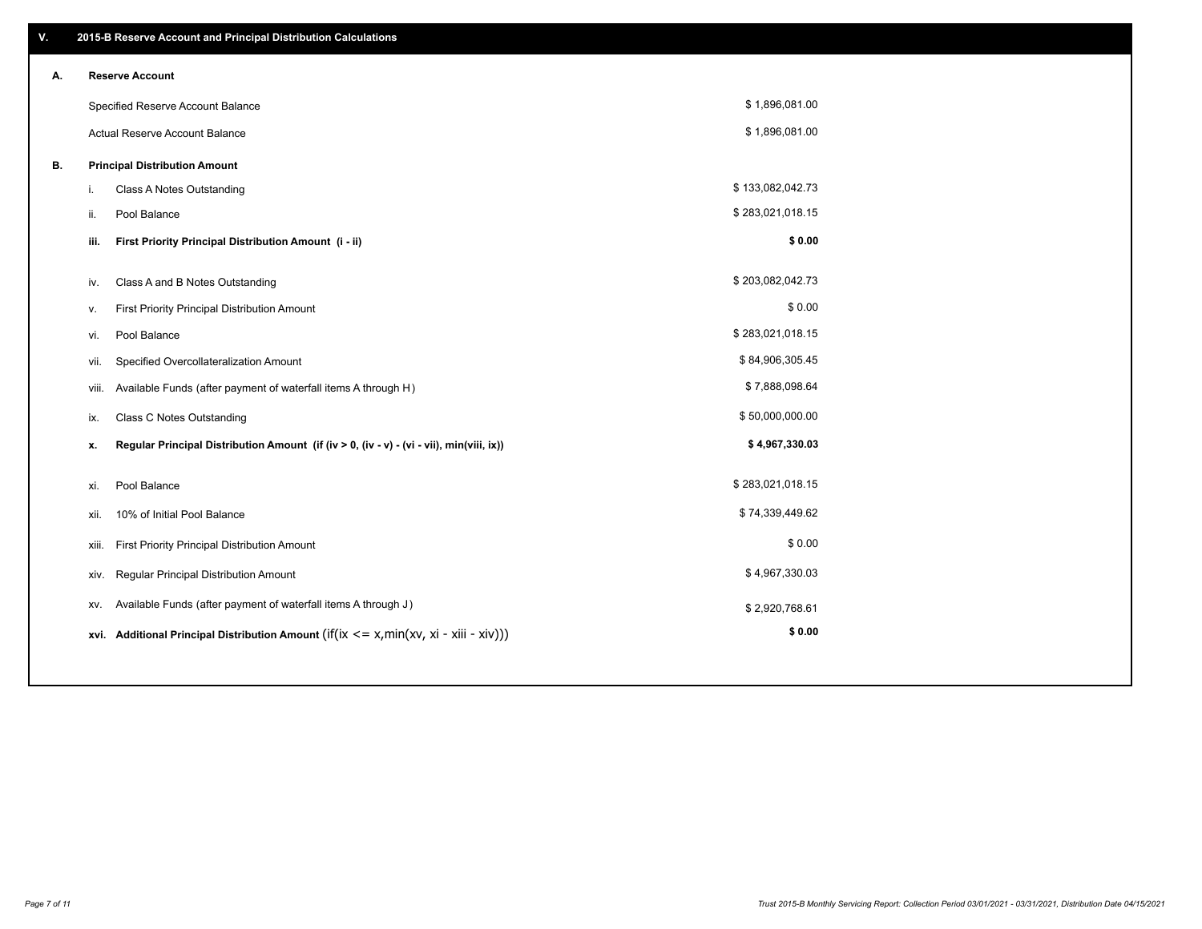## V. 2015-B Reserve Account and Principal Distribution Calculations

### A. Reserve Account

| | |
|---|---|
| Specified Reserve Account Balance | $ 1,896,081.00 |
| Actual Reserve Account Balance | $ 1,896,081.00 |

### B. Principal Distribution Amount

| | | |
|---|---|---|
| i. | Class A Notes Outstanding | $ 133,082,042.73 |
| ii. | Pool Balance | $ 283,021,018.15 |
| **iii.** | **First Priority Principal Distribution Amount (i - ii)** | **$ 0.00** |
| iv. | Class A and B Notes Outstanding | $ 203,082,042.73 |
| v. | First Priority Principal Distribution Amount | $ 0.00 |
| vi. | Pool Balance | $ 283,021,018.15 |
| vii. | Specified Overcollateralization Amount | $ 84,906,305.45 |
| viii. | Available Funds (after payment of waterfall items A through H) | $ 7,888,098.64 |
| ix. | Class C Notes Outstanding | $ 50,000,000.00 |
| **x.** | **Regular Principal Distribution Amount (if (iv > 0, (iv - v) - (vi - vii), min(viii, ix))** | **$ 4,967,330.03** |
| xi. | Pool Balance | $ 283,021,018.15 |
| xii. | 10% of Initial Pool Balance | $ 74,339,449.62 |
| xiii. | First Priority Principal Distribution Amount | $ 0.00 |
| xiv. | Regular Principal Distribution Amount | $ 4,967,330.03 |
| xv. | Available Funds (after payment of waterfall items A through J) | $ 2,920,768.61 |
| **xvi.** | **Additional Principal Distribution Amount** (if(ix <= x,min(xv, xi - xiii - xiv))) | **$ 0.00** |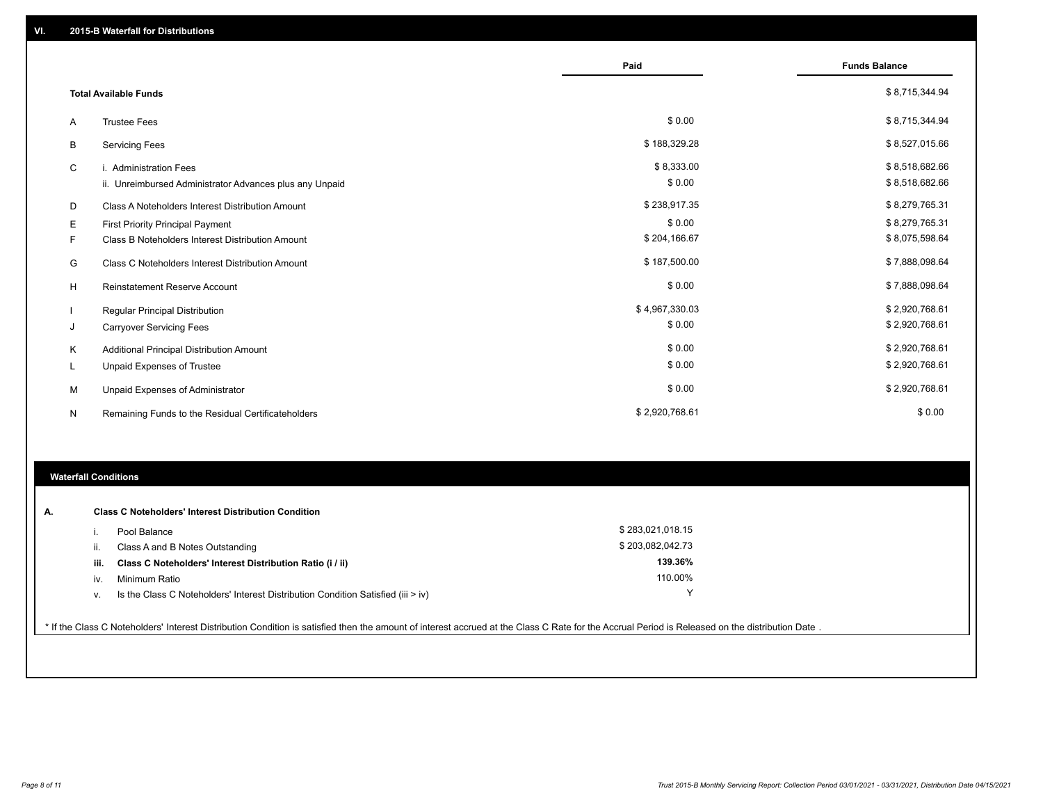## VI. 2015-B Waterfall for Distributions

| | | Paid | Funds Balance |
|---|---|---|---|
| | **Total Available Funds** | | $ 8,715,344.94 |
| A | Trustee Fees | $ 0.00 | $ 8,715,344.94 |
| B | Servicing Fees | $ 188,329.28 | $ 8,527,015.66 |
| C | i. Administration Fees | $ 8,333.00 | $ 8,518,682.66 |
| | ii. Unreimbursed Administrator Advances plus any Unpaid | $ 0.00 | $ 8,518,682.66 |
| D | Class A Noteholders Interest Distribution Amount | $ 238,917.35 | $ 8,279,765.31 |
| E | First Priority Principal Payment | $ 0.00 | $ 8,279,765.31 |
| F | Class B Noteholders Interest Distribution Amount | $ 204,166.67 | $ 8,075,598.64 |
| G | Class C Noteholders Interest Distribution Amount | $ 187,500.00 | $ 7,888,098.64 |
| H | Reinstatement Reserve Account | $ 0.00 | $ 7,888,098.64 |
| I | Regular Principal Distribution | $ 4,967,330.03 | $ 2,920,768.61 |
| J | Carryover Servicing Fees | $ 0.00 | $ 2,920,768.61 |
| K | Additional Principal Distribution Amount | $ 0.00 | $ 2,920,768.61 |
| L | Unpaid Expenses of Trustee | $ 0.00 | $ 2,920,768.61 |
| M | Unpaid Expenses of Administrator | $ 0.00 | $ 2,920,768.61 |
| N | Remaining Funds to the Residual Certificateholders | $ 2,920,768.61 | $ 0.00 |

### Waterfall Conditions

| | | |
|---|---|---|
| **A.** | **Class C Noteholders' Interest Distribution Condition** | |
| i. | Pool Balance | $ 283,021,018.15 |
| ii. | Class A and B Notes Outstanding | $ 203,082,042.73 |
| **iii.** | **Class C Noteholders' Interest Distribution Ratio (i / ii)** | **139.36%** |
| iv. | Minimum Ratio | 110.00% |
| v. | Is the Class C Noteholders' Interest Distribution Condition Satisfied (iii > iv) | Y |

* If the Class C Noteholders' Interest Distribution Condition is satisfied then the amount of interest accrued at the Class C Rate for the Accrual Period is Released on the distribution Date .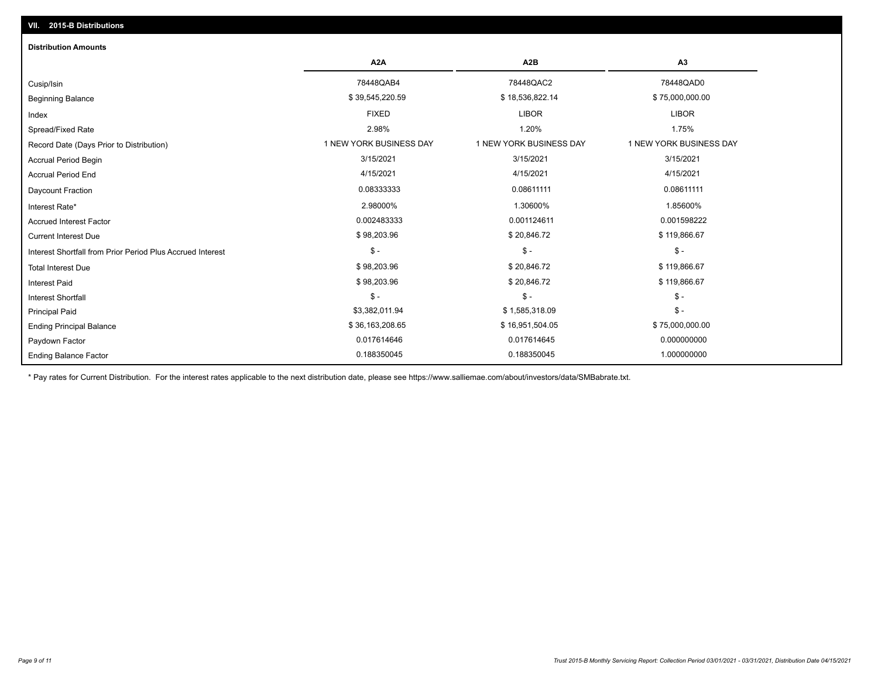## VII. 2015-B Distributions

### Distribution Amounts

| | A2A | A2B | A3 |
|---|---|---|---|
| Cusip/Isin | 78448QAB4 | 78448QAC2 | 78448QAD0 |
| Beginning Balance | $ 39,545,220.59 | $ 18,536,822.14 | $ 75,000,000.00 |
| Index | FIXED | LIBOR | LIBOR |
| Spread/Fixed Rate | 2.98% | 1.20% | 1.75% |
| Record Date (Days Prior to Distribution) | 1 NEW YORK BUSINESS DAY | 1 NEW YORK BUSINESS DAY | 1 NEW YORK BUSINESS DAY |
| Accrual Period Begin | 3/15/2021 | 3/15/2021 | 3/15/2021 |
| Accrual Period End | 4/15/2021 | 4/15/2021 | 4/15/2021 |
| Daycount Fraction | 0.08333333 | 0.08611111 | 0.08611111 |
| Interest Rate* | 2.98000% | 1.30600% | 1.85600% |
| Accrued Interest Factor | 0.002483333 | 0.001124611 | 0.001598222 |
| Current Interest Due | $ 98,203.96 | $ 20,846.72 | $ 119,866.67 |
| Interest Shortfall from Prior Period Plus Accrued Interest | $ - | $ - | $ - |
| Total Interest Due | $ 98,203.96 | $ 20,846.72 | $ 119,866.67 |
| Interest Paid | $ 98,203.96 | $ 20,846.72 | $ 119,866.67 |
| Interest Shortfall | $ - | $ - | $ - |
| Principal Paid | $3,382,011.94 | $ 1,585,318.09 | $ - |
| Ending Principal Balance | $ 36,163,208.65 | $ 16,951,504.05 | $ 75,000,000.00 |
| Paydown Factor | 0.017614646 | 0.017614645 | 0.000000000 |
| Ending Balance Factor | 0.188350045 | 0.188350045 | 1.000000000 |

\* Pay rates for Current Distribution. For the interest rates applicable to the next distribution date, please see https://www.salliemae.com/about/investors/data/SMBabrate.txt.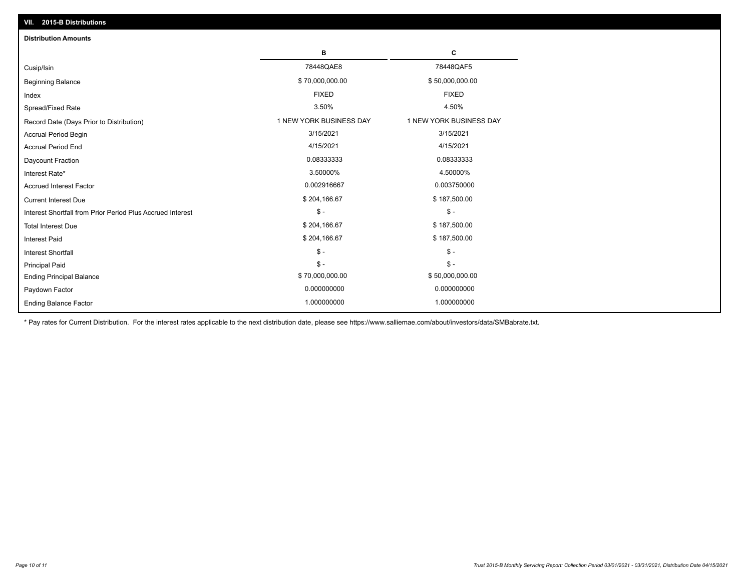## VII. 2015-B Distributions

### Distribution Amounts

| | B | C |
|---|---|---|
| Cusip/Isin | 78448QAE8 | 78448QAF5 |
| Beginning Balance | $ 70,000,000.00 | $ 50,000,000.00 |
| Index | FIXED | FIXED |
| Spread/Fixed Rate | 3.50% | 4.50% |
| Record Date (Days Prior to Distribution) | 1 NEW YORK BUSINESS DAY | 1 NEW YORK BUSINESS DAY |
| Accrual Period Begin | 3/15/2021 | 3/15/2021 |
| Accrual Period End | 4/15/2021 | 4/15/2021 |
| Daycount Fraction | 0.08333333 | 0.08333333 |
| Interest Rate* | 3.50000% | 4.50000% |
| Accrued Interest Factor | 0.002916667 | 0.003750000 |
| Current Interest Due | $ 204,166.67 | $ 187,500.00 |
| Interest Shortfall from Prior Period Plus Accrued Interest | $ - | $ - |
| Total Interest Due | $ 204,166.67 | $ 187,500.00 |
| Interest Paid | $ 204,166.67 | $ 187,500.00 |
| Interest Shortfall | $ - | $ - |
| Principal Paid | $ - | $ - |
| Ending Principal Balance | $ 70,000,000.00 | $ 50,000,000.00 |
| Paydown Factor | 0.000000000 | 0.000000000 |
| Ending Balance Factor | 1.000000000 | 1.000000000 |

* Pay rates for Current Distribution. For the interest rates applicable to the next distribution date, please see https://www.salliemae.com/about/investors/data/SMBabrate.txt.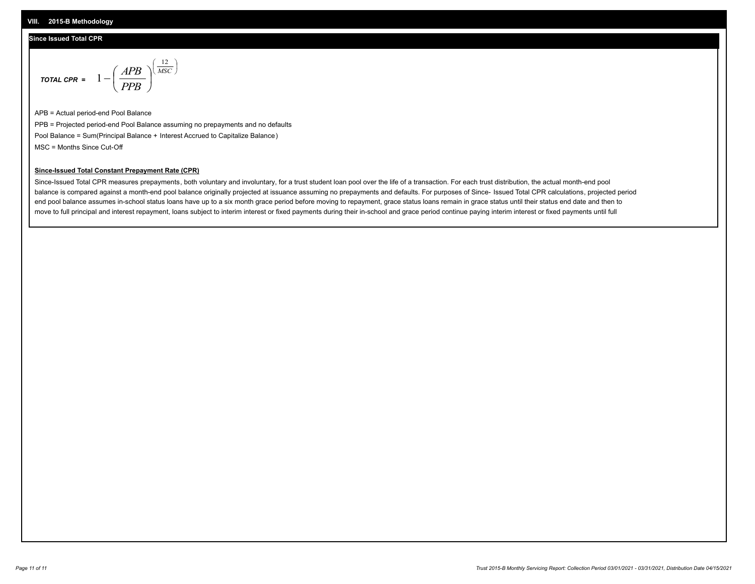## VIII. 2015-B Methodology

### Since Issued Total CPR

$$TOTAL\ CPR = 1 - \left( \frac{APB}{PPB} \right)^{\left( \frac{12}{MSC} \right)}$$

APB = Actual period-end Pool Balance

PPB = Projected period-end Pool Balance assuming no prepayments and no defaults

Pool Balance = Sum(Principal Balance + Interest Accrued to Capitalize Balance)

MSC = Months Since Cut-Off

**Since-Issued Total Constant Prepayment Rate (CPR)**

Since-Issued Total CPR measures prepayments, both voluntary and involuntary, for a trust student loan pool over the life of a transaction. For each trust distribution, the actual month-end pool balance is compared against a month-end pool balance originally projected at issuance assuming no prepayments and defaults. For purposes of Since- Issued Total CPR calculations, projected period end pool balance assumes in-school status loans have up to a six month grace period before moving to repayment, grace status loans remain in grace status until their status end date and then to move to full principal and interest repayment, loans subject to interim interest or fixed payments during their in-school and grace period continue paying interim interest or fixed payments until full